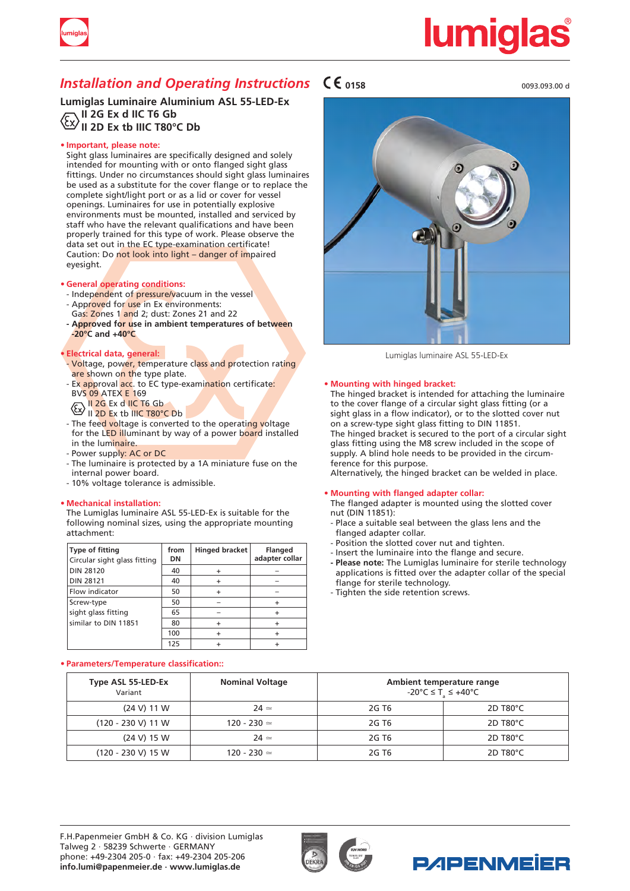# Installation and Operating Instructions

CE 0158

0093.093.00 d

## Lumiglas Luminaire Aluminium ASL 55-LED-Ex

Ex II 2G Ex d IIC T6 Gb
II 2D Ex tb IIIC T80°C Db

**• Important, please note:**

Sight glass luminaires are specifically designed and solely intended for mounting with or onto flanged sight glass fittings. Under no circumstances should sight glass luminaires be used as a substitute for the cover flange or to replace the complete sight/light port or as a lid or cover for vessel openings. Luminaires for use in potentially explosive environments must be mounted, installed and serviced by staff who have the relevant qualifications and have been properly trained for this type of work. Please observe the data set out in the EC type-examination certificate!
Caution: Do not look into light – danger of impaired eyesight.

**• General operating conditions:**

- Independent of pressure/vacuum in the vessel
- Approved for use in Ex environments:
  Gas: Zones 1 and 2; dust: Zones 21 and 22
- **Approved for use in ambient temperatures of between -20°C and +40°C**

**• Electrical data, general:**

- Voltage, power, temperature class and protection rating are shown on the type plate.
- Ex approval acc. to EC type-examination certificate:
  BVS 09 ATEX E 169
  Ex II 2G Ex d IIC T6 Gb
  II 2D Ex tb IIIC T80°C Db
- The feed voltage is converted to the operating voltage for the LED illuminant by way of a power board installed in the luminaire.
- Power supply: AC or DC
- The luminaire is protected by a 1A miniature fuse on the internal power board.
- 10% voltage tolerance is admissible.

**• Mechanical installation:**

The Lumiglas luminaire ASL 55-LED-Ex is suitable for the following nominal sizes, using the appropriate mounting attachment:

| Type of fitting<br>Circular sight glass fitting | from DN | Hinged bracket | Flanged adapter collar |
|---|---|---|---|
| DIN 28120 | 40 | + | – |
| DIN 28121 | 40 | + | – |
| Flow indicator | 50 | + | – |
| Screw-type | 50 | – | + |
| sight glass fitting | 65 | – | + |
| similar to DIN 11851 | 80 | + | + |
| | 100 | + | + |
| | 125 | + | + |

Lumiglas luminaire ASL 55-LED-Ex

**• Mounting with hinged bracket:**

The hinged bracket is intended for attaching the luminaire to the cover flange of a circular sight glass fitting (or a sight glass in a flow indicator), or to the slotted cover nut on a screw-type sight glass fitting to DIN 11851.
The hinged bracket is secured to the port of a circular sight glass fitting using the M8 screw included in the scope of supply. A blind hole needs to be provided in the circumference for this purpose.
Alternatively, the hinged bracket can be welded in place.

**• Mounting with flanged adapter collar:**

The flanged adapter is mounted using the slotted cover nut (DIN 11851):

- Place a suitable seal between the glass lens and the flanged adapter collar.
- Position the slotted cover nut and tighten.
- Insert the luminaire into the flange and secure.
- **Please note:** The Lumiglas luminaire for sterile technology applications is fitted over the adapter collar of the special flange for sterile technology.
- Tighten the side retention screws.

**• Parameters/Temperature classification::**

| Type ASL 55-LED-Ex<br>Variant | Nominal Voltage | Ambient temperature range<br>$-20°C \le T_a \le +40°C$ | |
|---|---|---|---|
| (24 V) 11 W | 24 ≃ | 2G T6 | 2D T80°C |
| (120 - 230 V) 11 W | 120 - 230 ≃ | 2G T6 | 2D T80°C |
| (24 V) 15 W | 24 ≃ | 2G T6 | 2D T80°C |
| (120 - 230 V) 15 W | 120 - 230 ≃ | 2G T6 | 2D T80°C |

F.H.Papenmeier GmbH & Co. KG · division Lumiglas
Talweg 2 · 58239 Schwerte · GERMANY
phone: +49-2304 205-0 · fax: +49-2304 205-206
**info.lumi@papenmeier.de · www.lumiglas.de**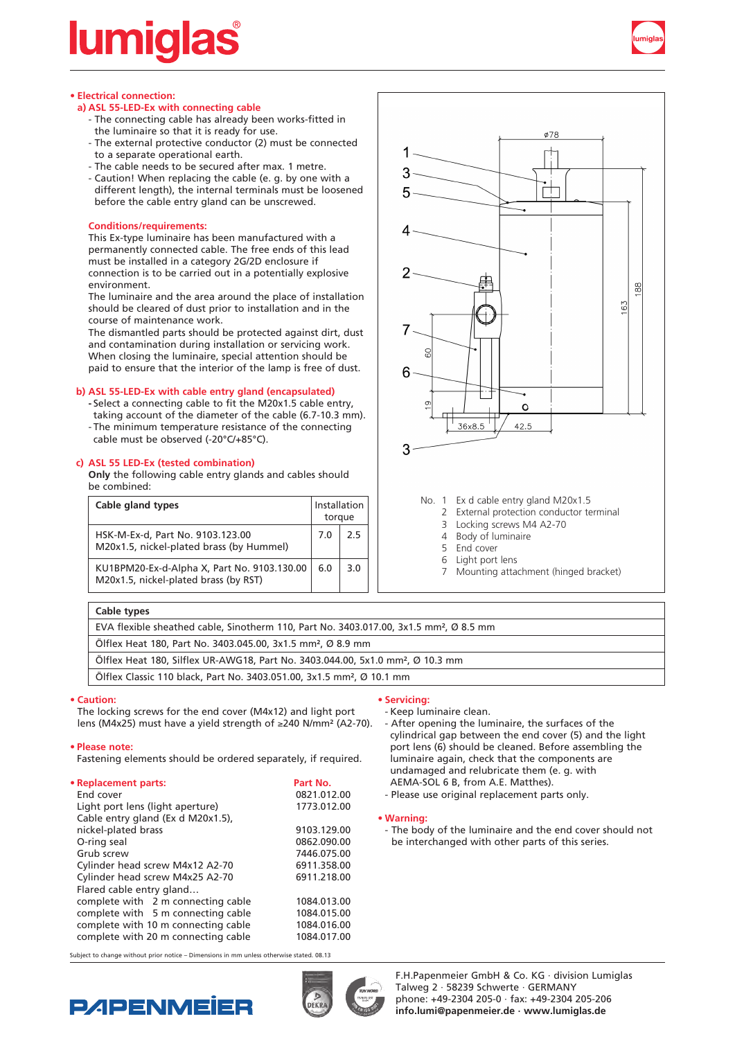# lumiglas®

- **Electrical connection:**

**a) ASL 55-LED-Ex with connecting cable**

- The connecting cable has already been works-fitted in the luminaire so that it is ready for use.
- The external protective conductor (2) must be connected to a separate operational earth.
- The cable needs to be secured after max. 1 metre.
- Caution! When replacing the cable (e. g. by one with a different length), the internal terminals must be loosened before the cable entry gland can be unscrewed.

**Conditions/requirements:**

This Ex-type luminaire has been manufactured with a permanently connected cable. The free ends of this lead must be installed in a category 2G/2D enclosure if connection is to be carried out in a potentially explosive environment.

The luminaire and the area around the place of installation should be cleared of dust prior to installation and in the course of maintenance work.

The dismantled parts should be protected against dirt, dust and contamination during installation or servicing work. When closing the luminaire, special attention should be paid to ensure that the interior of the lamp is free of dust.

**b) ASL 55-LED-Ex with cable entry gland (encapsulated)**

- Select a connecting cable to fit the M20x1.5 cable entry, taking account of the diameter of the cable (6.7-10.3 mm).
- The minimum temperature resistance of the connecting cable must be observed (-20°C/+85°C).

**c) ASL 55 LED-Ex (tested combination)**

**Only** the following cable entry glands and cables should be combined:

| Cable gland types | Installation torque | |
|---|---|---|
| HSK-M-Ex-d, Part No. 9103.123.00 M20x1.5, nickel-plated brass (by Hummel) | 7.0 | 2.5 |
| KU1BPM20-Ex-d-Alpha X, Part No. 9103.130.00 M20x1.5, nickel-plated brass (by RST) | 6.0 | 3.0 |

ø78

1
3
5
4
2
7
6
3

60
19
36x8.5
42.5
163
188

No. 1 Ex d cable entry gland M20x1.5
2 External protection conductor terminal
3 Locking screws M4 A2-70
4 Body of luminaire
5 End cover
6 Light port lens
7 Mounting attachment (hinged bracket)

| Cable types |
|---|
| EVA flexible sheathed cable, Sinotherm 110, Part No. 3403.017.00, 3x1.5 mm², Ø 8.5 mm |
| Ölflex Heat 180, Part No. 3403.045.00, 3x1.5 mm², Ø 8.9 mm |
| Ölflex Heat 180, Silflex UR-AWG18, Part No. 3403.044.00, 5x1.0 mm², Ø 10.3 mm |
| Ölflex Classic 110 black, Part No. 3403.051.00, 3x1.5 mm², Ø 10.1 mm |

- **Caution:**

The locking screws for the end cover (M4x12) and light port lens (M4x25) must have a yield strength of ≥240 N/mm² (A2-70).

- **Please note:**

Fastening elements should be ordered separately, if required.

- **Replacement parts:**

| Replacement parts | Part No. |
|---|---|
| End cover | 0821.012.00 |
| Light port lens (light aperture) | 1773.012.00 |
| Cable entry gland (Ex d M20x1.5), nickel-plated brass | 9103.129.00 |
| O-ring seal | 0862.090.00 |
| Grub screw | 7446.075.00 |
| Cylinder head screw M4x12 A2-70 | 6911.358.00 |
| Cylinder head screw M4x25 A2-70 | 6911.218.00 |
| Flared cable entry gland… complete with 2 m connecting cable | 1084.013.00 |
| complete with 5 m connecting cable | 1084.015.00 |
| complete with 10 m connecting cable | 1084.016.00 |
| complete with 20 m connecting cable | 1084.017.00 |

- **Servicing:**
  - Keep luminaire clean.
  - After opening the luminaire, the surfaces of the cylindrical gap between the end cover (5) and the light port lens (6) should be cleaned. Before assembling the luminaire again, check that the components are undamaged and relubricate them (e. g. with AEMA-SOL 6 B, from A.E. Matthes).
  - Please use original replacement parts only.

- **Warning:**
  - The body of the luminaire and the end cover should not be interchanged with other parts of this series.

Subject to change without prior notice – Dimensions in mm unless otherwise stated. 08.13

PAPENMEIER

F.H.Papenmeier GmbH & Co. KG · division Lumiglas
Talweg 2 · 58239 Schwerte · GERMANY
phone: +49-2304 205-0 · fax: +49-2304 205-206
**info.lumi@papenmeier.de · www.lumiglas.de**